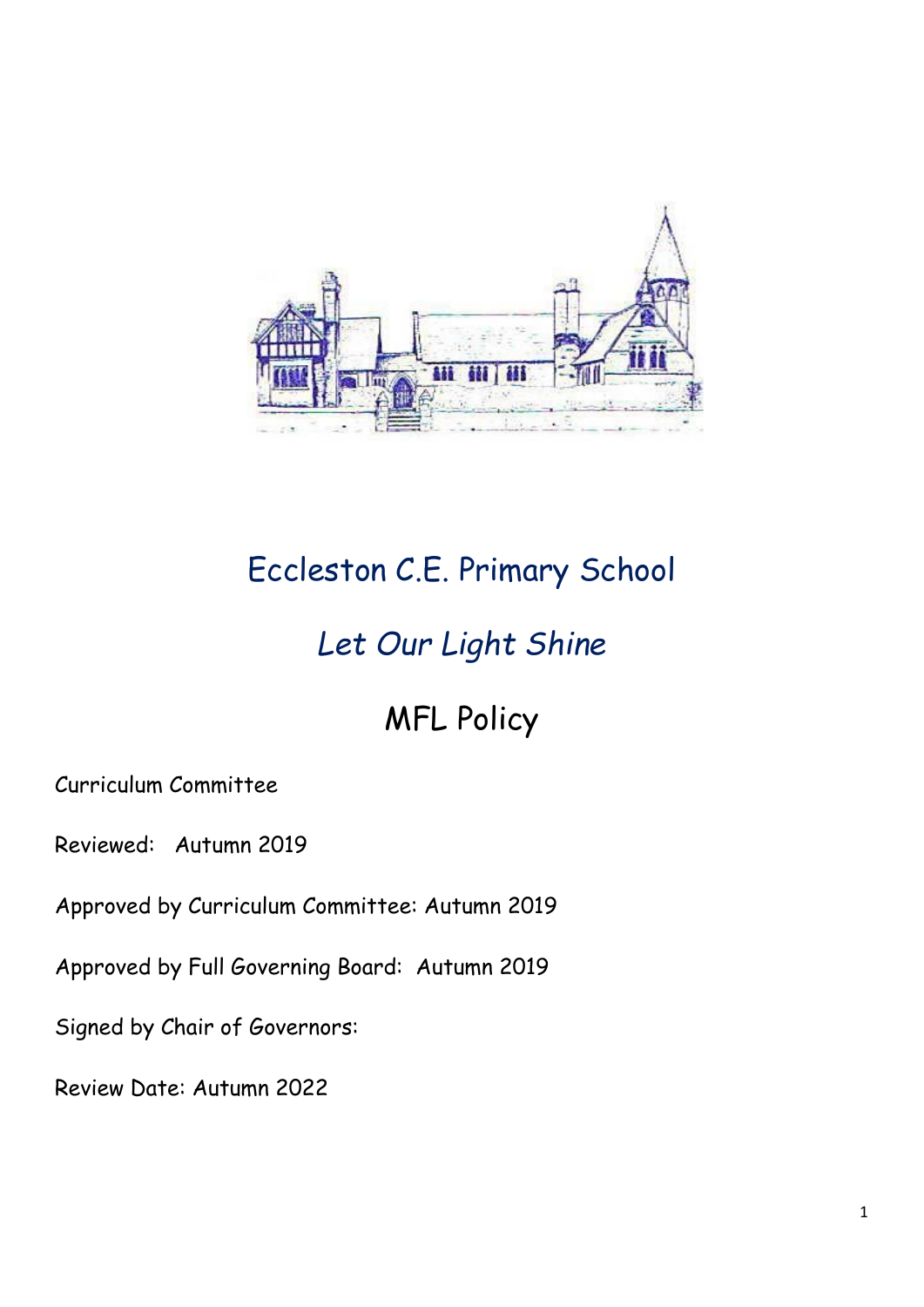# Eccleston C.E. Primary School

## *Let Our Light Shine*

## MFL Policy

Curriculum Committee

Reviewed: Autumn 2019

Approved by Curriculum Committee: Autumn 2019

Approved by Full Governing Board: Autumn 2019

Signed by Chair of Governors:

Review Date: Autumn 2022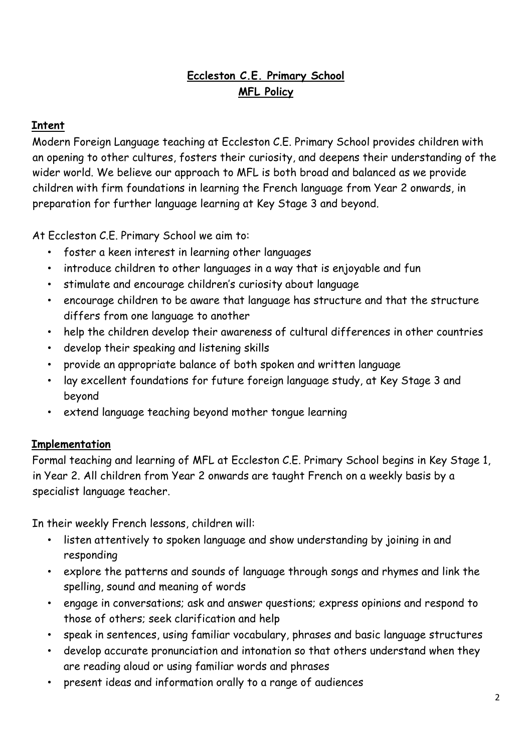# Eccleston C.E. Primary School
## MFL Policy

### Intent

Modern Foreign Language teaching at Eccleston C.E. Primary School provides children with an opening to other cultures, fosters their curiosity, and deepens their understanding of the wider world. We believe our approach to MFL is both broad and balanced as we provide children with firm foundations in learning the French language from Year 2 onwards, in preparation for further language learning at Key Stage 3 and beyond.

At Eccleston C.E. Primary School we aim to:

- foster a keen interest in learning other languages
- introduce children to other languages in a way that is enjoyable and fun
- stimulate and encourage children's curiosity about language
- encourage children to be aware that language has structure and that the structure differs from one language to another
- help the children develop their awareness of cultural differences in other countries
- develop their speaking and listening skills
- provide an appropriate balance of both spoken and written language
- lay excellent foundations for future foreign language study, at Key Stage 3 and beyond
- extend language teaching beyond mother tongue learning

### Implementation

Formal teaching and learning of MFL at Eccleston C.E. Primary School begins in Key Stage 1, in Year 2. All children from Year 2 onwards are taught French on a weekly basis by a specialist language teacher.

In their weekly French lessons, children will:

- listen attentively to spoken language and show understanding by joining in and responding
- explore the patterns and sounds of language through songs and rhymes and link the spelling, sound and meaning of words
- engage in conversations; ask and answer questions; express opinions and respond to those of others; seek clarification and help
- speak in sentences, using familiar vocabulary, phrases and basic language structures
- develop accurate pronunciation and intonation so that others understand when they are reading aloud or using familiar words and phrases
- present ideas and information orally to a range of audiences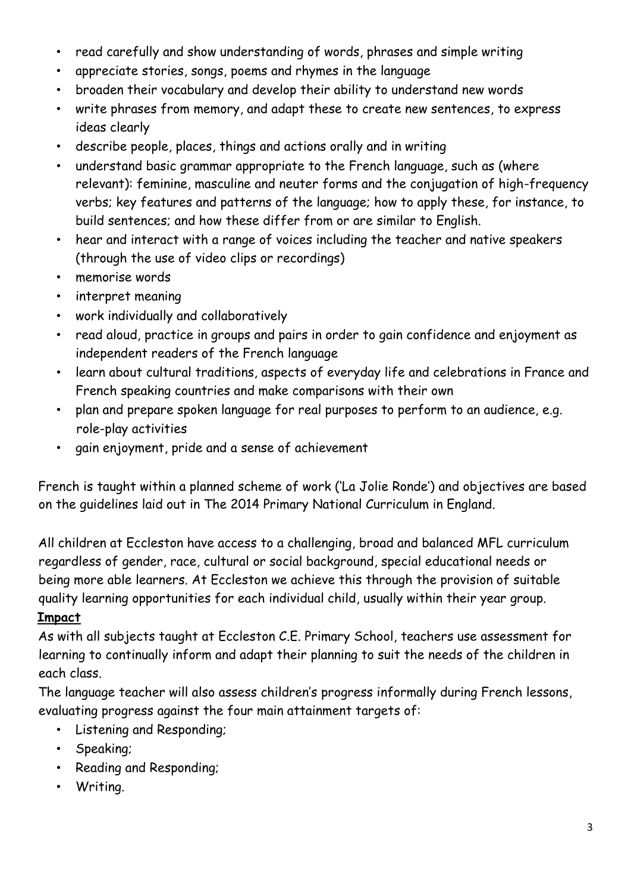- read carefully and show understanding of words, phrases and simple writing
- appreciate stories, songs, poems and rhymes in the language
- broaden their vocabulary and develop their ability to understand new words
- write phrases from memory, and adapt these to create new sentences, to express ideas clearly
- describe people, places, things and actions orally and in writing
- understand basic grammar appropriate to the French language, such as (where relevant): feminine, masculine and neuter forms and the conjugation of high-frequency verbs; key features and patterns of the language; how to apply these, for instance, to build sentences; and how these differ from or are similar to English.
- hear and interact with a range of voices including the teacher and native speakers (through the use of video clips or recordings)
- memorise words
- interpret meaning
- work individually and collaboratively
- read aloud, practice in groups and pairs in order to gain confidence and enjoyment as independent readers of the French language
- learn about cultural traditions, aspects of everyday life and celebrations in France and French speaking countries and make comparisons with their own
- plan and prepare spoken language for real purposes to perform to an audience, e.g. role-play activities
- gain enjoyment, pride and a sense of achievement

French is taught within a planned scheme of work ('La Jolie Ronde') and objectives are based on the guidelines laid out in The 2014 Primary National Curriculum in England.

All children at Eccleston have access to a challenging, broad and balanced MFL curriculum regardless of gender, race, cultural or social background, special educational needs or being more able learners. At Eccleston we achieve this through the provision of suitable quality learning opportunities for each individual child, usually within their year group.

**Impact**

As with all subjects taught at Eccleston C.E. Primary School, teachers use assessment for learning to continually inform and adapt their planning to suit the needs of the children in each class.

The language teacher will also assess children's progress informally during French lessons, evaluating progress against the four main attainment targets of:

- Listening and Responding;
- Speaking;
- Reading and Responding;
- Writing.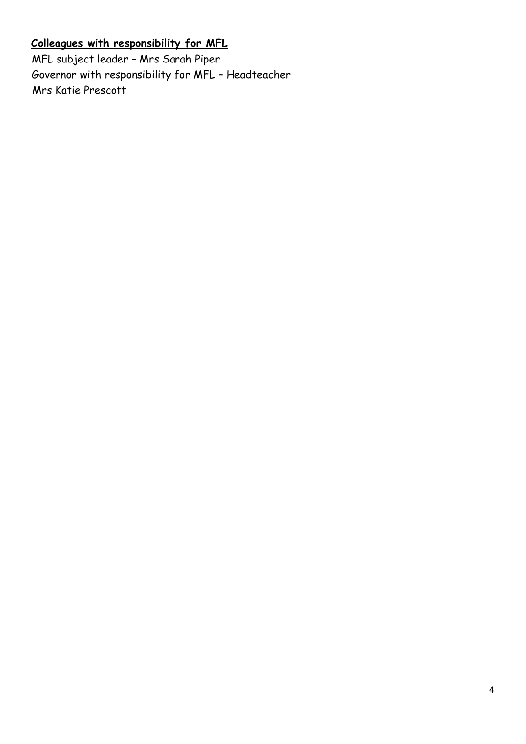**Colleagues with responsibility for MFL**

MFL subject leader – Mrs Sarah Piper
Governor with responsibility for MFL – Headteacher
Mrs Katie Prescott